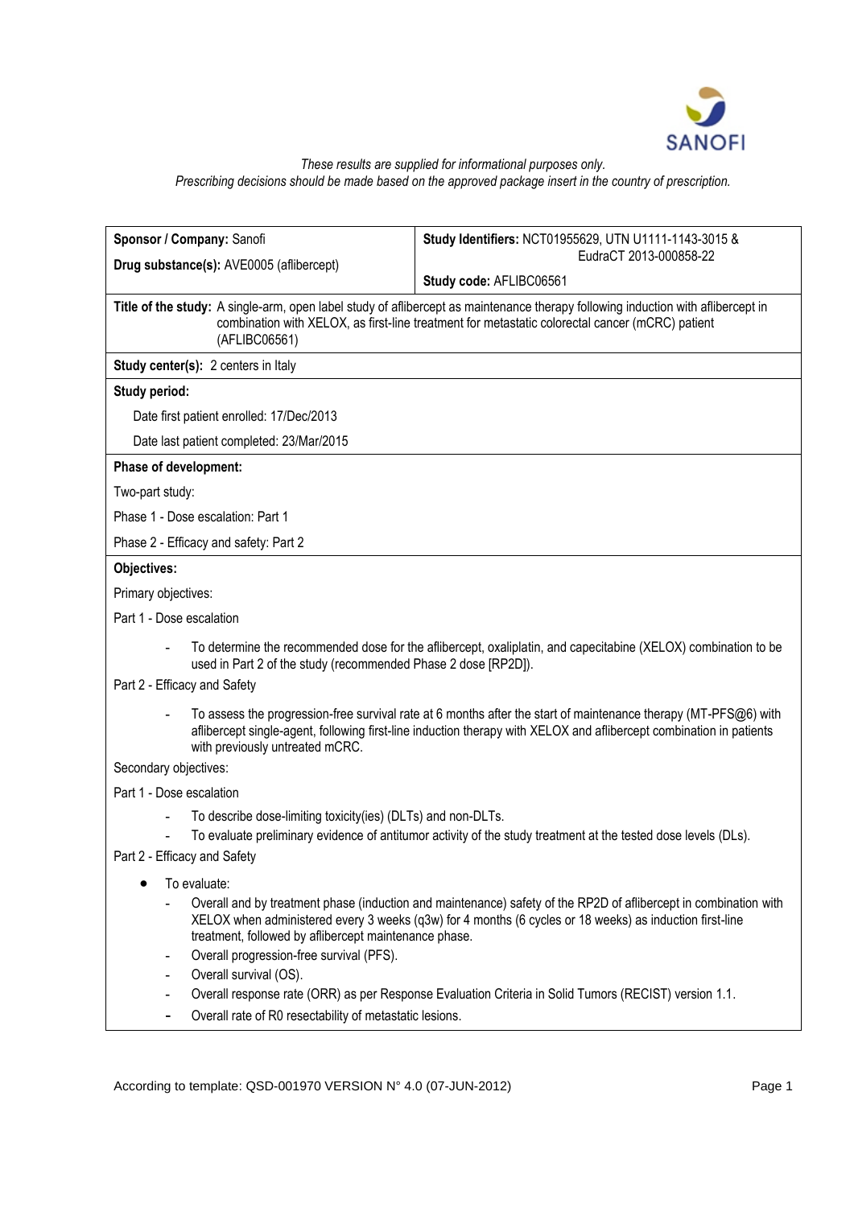*These results are supplied for informational purposes only.*
*Prescribing decisions should be made based on the approved package insert in the country of prescription.*

| **Sponsor / Company:** Sanofi<br>**Drug substance(s):** AVE0005 (aflibercept) | **Study Identifiers:** NCT01955629, UTN U1111-1143-3015 & EudraCT 2013-000858-22<br>**Study code:** AFLIBC06561 |
|---|---|

**Title of the study:** A single-arm, open label study of aflibercept as maintenance therapy following induction with aflibercept in combination with XELOX, as first-line treatment for metastatic colorectal cancer (mCRC) patient (AFLIBC06561)

**Study center(s):** 2 centers in Italy

**Study period:**

Date first patient enrolled: 17/Dec/2013

Date last patient completed: 23/Mar/2015

**Phase of development:**

Two-part study:

Phase 1 - Dose escalation: Part 1

Phase 2 - Efficacy and safety: Part 2

**Objectives:**

Primary objectives:

Part 1 - Dose escalation

- To determine the recommended dose for the aflibercept, oxaliplatin, and capecitabine (XELOX) combination to be used in Part 2 of the study (recommended Phase 2 dose [RP2D]).

Part 2 - Efficacy and Safety

- To assess the progression-free survival rate at 6 months after the start of maintenance therapy (MT-PFS@6) with aflibercept single-agent, following first-line induction therapy with XELOX and aflibercept combination in patients with previously untreated mCRC.

Secondary objectives:

Part 1 - Dose escalation

- To describe dose-limiting toxicity(ies) (DLTs) and non-DLTs.
- To evaluate preliminary evidence of antitumor activity of the study treatment at the tested dose levels (DLs).

Part 2 - Efficacy and Safety

- To evaluate:
  - Overall and by treatment phase (induction and maintenance) safety of the RP2D of aflibercept in combination with XELOX when administered every 3 weeks (q3w) for 4 months (6 cycles or 18 weeks) as induction first-line treatment, followed by aflibercept maintenance phase.
  - Overall progression-free survival (PFS).
  - Overall survival (OS).
  - Overall response rate (ORR) as per Response Evaluation Criteria in Solid Tumors (RECIST) version 1.1.
  - Overall rate of R0 resectability of metastatic lesions.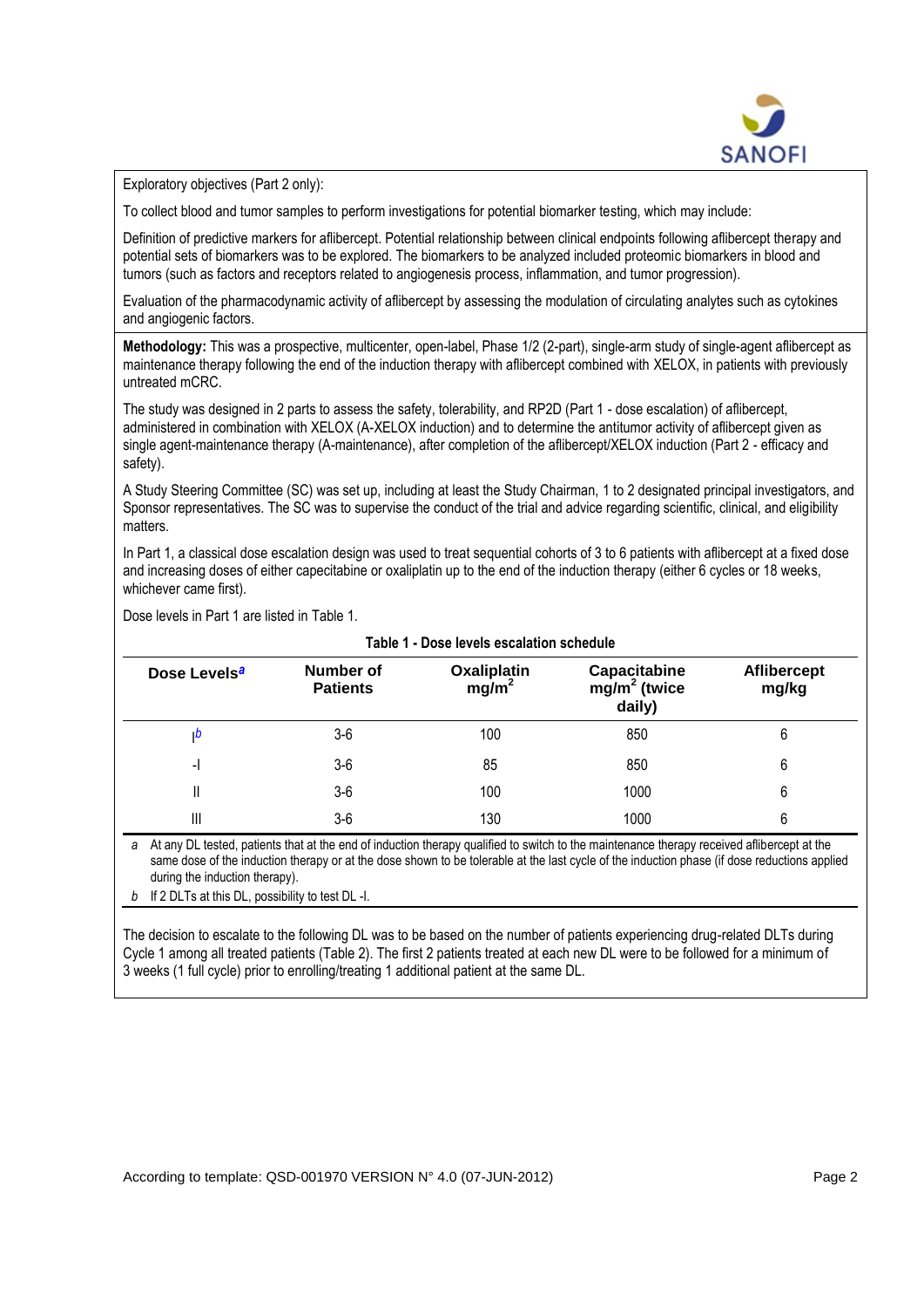Exploratory objectives (Part 2 only):

To collect blood and tumor samples to perform investigations for potential biomarker testing, which may include:

Definition of predictive markers for aflibercept. Potential relationship between clinical endpoints following aflibercept therapy and potential sets of biomarkers was to be explored. The biomarkers to be analyzed included proteomic biomarkers in blood and tumors (such as factors and receptors related to angiogenesis process, inflammation, and tumor progression).

Evaluation of the pharmacodynamic activity of aflibercept by assessing the modulation of circulating analytes such as cytokines and angiogenic factors.

**Methodology:** This was a prospective, multicenter, open-label, Phase 1/2 (2-part), single-arm study of single-agent aflibercept as maintenance therapy following the end of the induction therapy with aflibercept combined with XELOX, in patients with previously untreated mCRC.

The study was designed in 2 parts to assess the safety, tolerability, and RP2D (Part 1 - dose escalation) of aflibercept, administered in combination with XELOX (A-XELOX induction) and to determine the antitumor activity of aflibercept given as single agent-maintenance therapy (A-maintenance), after completion of the aflibercept/XELOX induction (Part 2 - efficacy and safety).

A Study Steering Committee (SC) was set up, including at least the Study Chairman, 1 to 2 designated principal investigators, and Sponsor representatives. The SC was to supervise the conduct of the trial and advice regarding scientific, clinical, and eligibility matters.

In Part 1, a classical dose escalation design was used to treat sequential cohorts of 3 to 6 patients with aflibercept at a fixed dose and increasing doses of either capecitabine or oxaliplatin up to the end of the induction therapy (either 6 cycles or 18 weeks, whichever came first).

Dose levels in Part 1 are listed in Table 1.

**Table 1 - Dose levels escalation schedule**

| Dose Levels[a] | Number of Patients | Oxaliplatin $mg/m^2$ | Capacitabine $mg/m^2$ (twice daily) | Aflibercept mg/kg |
|---|---|---|---|---|
| I[b] | 3-6 | 100 | 850 | 6 |
| -I | 3-6 | 85 | 850 | 6 |
| II | 3-6 | 100 | 1000 | 6 |
| III | 3-6 | 130 | 1000 | 6 |

*a* At any DL tested, patients that at the end of induction therapy qualified to switch to the maintenance therapy received aflibercept at the same dose of the induction therapy or at the dose shown to be tolerable at the last cycle of the induction phase (if dose reductions applied during the induction therapy).

*b* If 2 DLTs at this DL, possibility to test DL -I.

The decision to escalate to the following DL was to be based on the number of patients experiencing drug-related DLTs during Cycle 1 among all treated patients (Table 2). The first 2 patients treated at each new DL were to be followed for a minimum of 3 weeks (1 full cycle) prior to enrolling/treating 1 additional patient at the same DL.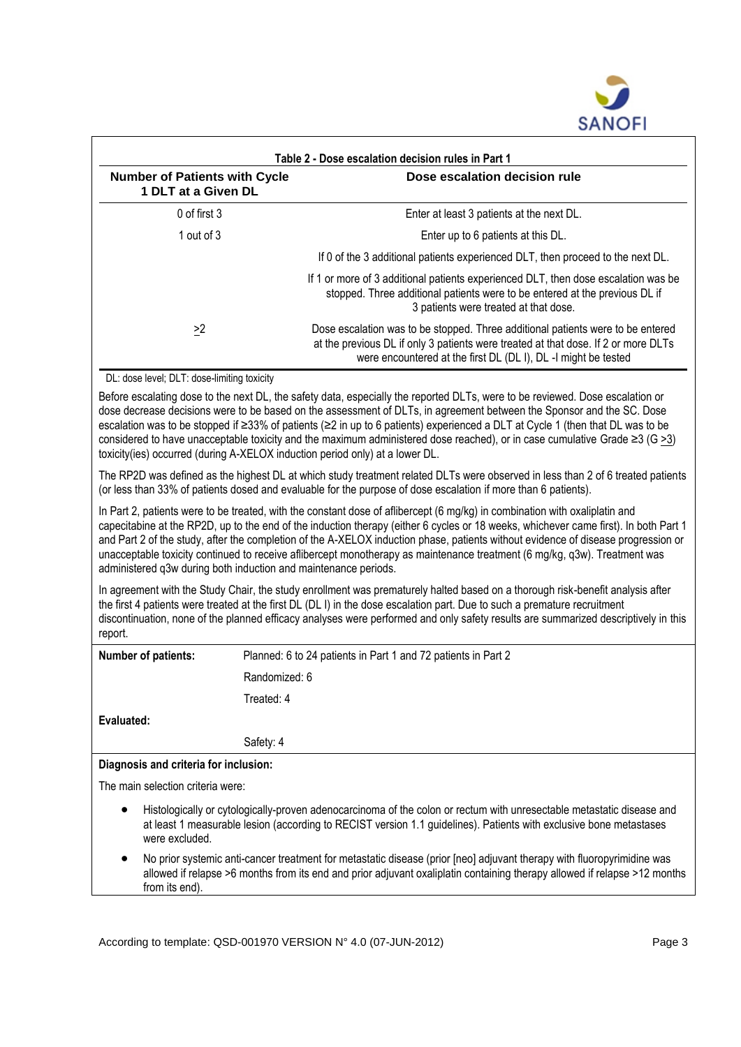**Table 2 - Dose escalation decision rules in Part 1**

| Number of Patients with Cycle 1 DLT at a Given DL | Dose escalation decision rule |
|---|---|
| 0 of first 3 | Enter at least 3 patients at the next DL. |
| 1 out of 3 | Enter up to 6 patients at this DL. |
| | If 0 of the 3 additional patients experienced DLT, then proceed to the next DL. |
| | If 1 or more of 3 additional patients experienced DLT, then dose escalation was be stopped. Three additional patients were to be entered at the previous DL if 3 patients were treated at that dose. |
| ≥2 | Dose escalation was to be stopped. Three additional patients were to be entered at the previous DL if only 3 patients were treated at that dose. If 2 or more DLTs were encountered at the first DL (DL I), DL -I might be tested |

DL: dose level; DLT: dose-limiting toxicity

Before escalating dose to the next DL, the safety data, especially the reported DLTs, were to be reviewed. Dose escalation or dose decrease decisions were to be based on the assessment of DLTs, in agreement between the Sponsor and the SC. Dose escalation was to be stopped if ≥33% of patients (≥2 in up to 6 patients) experienced a DLT at Cycle 1 (then that DL was to be considered to have unacceptable toxicity and the maximum administered dose reached), or in case cumulative Grade ≥3 (G ≥3) toxicity(ies) occurred (during A-XELOX induction period only) at a lower DL.

The RP2D was defined as the highest DL at which study treatment related DLTs were observed in less than 2 of 6 treated patients (or less than 33% of patients dosed and evaluable for the purpose of dose escalation if more than 6 patients).

In Part 2, patients were to be treated, with the constant dose of aflibercept (6 mg/kg) in combination with oxaliplatin and capecitabine at the RP2D, up to the end of the induction therapy (either 6 cycles or 18 weeks, whichever came first). In both Part 1 and Part 2 of the study, after the completion of the A-XELOX induction phase, patients without evidence of disease progression or unacceptable toxicity continued to receive aflibercept monotherapy as maintenance treatment (6 mg/kg, q3w). Treatment was administered q3w during both induction and maintenance periods.

In agreement with the Study Chair, the study enrollment was prematurely halted based on a thorough risk-benefit analysis after the first 4 patients were treated at the first DL (DL I) in the dose escalation part. Due to such a premature recruitment discontinuation, none of the planned efficacy analyses were performed and only safety results are summarized descriptively in this report.

| | |
|---|---|
| **Number of patients:** | Planned: 6 to 24 patients in Part 1 and 72 patients in Part 2 |
| | Randomized: 6 |
| | Treated: 4 |
| **Evaluated:** | |
| | Safety: 4 |

**Diagnosis and criteria for inclusion:**

The main selection criteria were:

- Histologically or cytologically-proven adenocarcinoma of the colon or rectum with unresectable metastatic disease and at least 1 measurable lesion (according to RECIST version 1.1 guidelines). Patients with exclusive bone metastases were excluded.
- No prior systemic anti-cancer treatment for metastatic disease (prior [neo] adjuvant therapy with fluoropyrimidine was allowed if relapse >6 months from its end and prior adjuvant oxaliplatin containing therapy allowed if relapse >12 months from its end).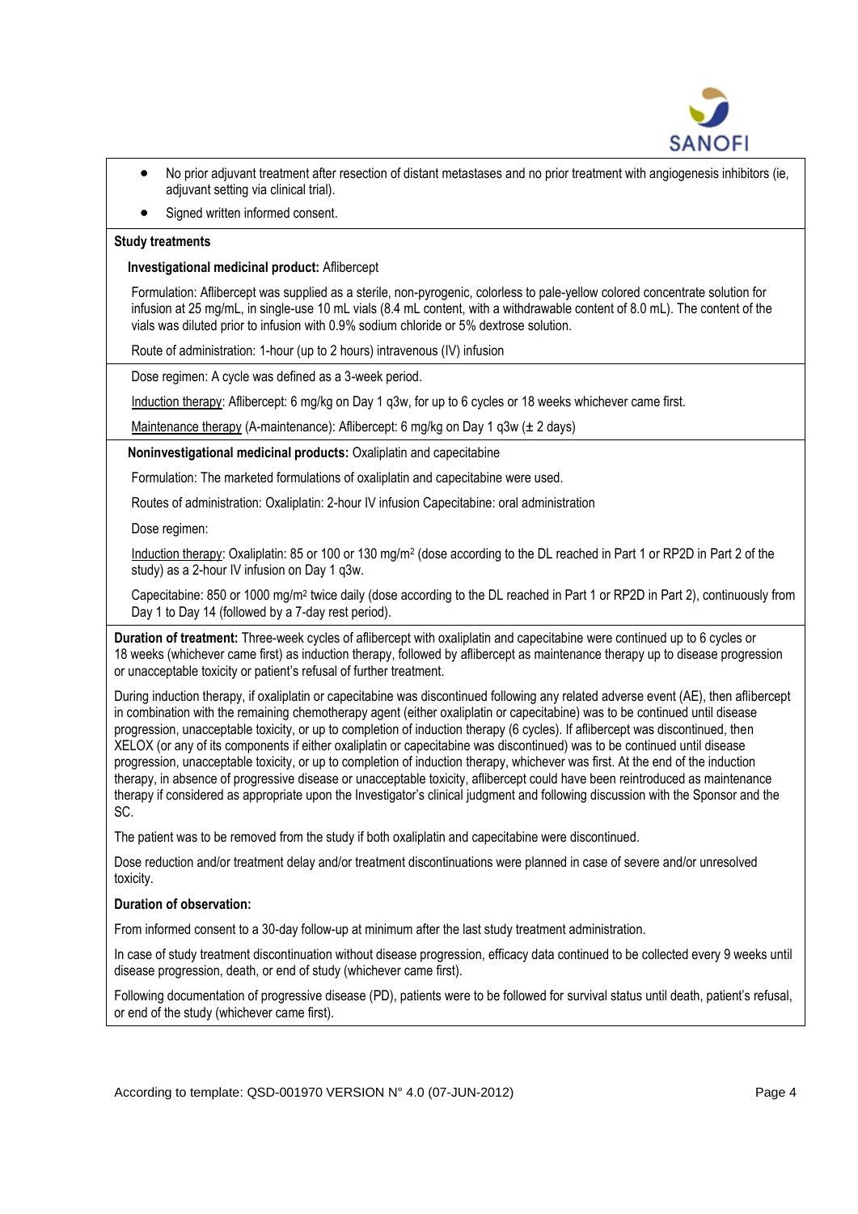- No prior adjuvant treatment after resection of distant metastases and no prior treatment with angiogenesis inhibitors (ie, adjuvant setting via clinical trial).
- Signed written informed consent.

**Study treatments**

**Investigational medicinal product:** Aflibercept

Formulation: Aflibercept was supplied as a sterile, non-pyrogenic, colorless to pale-yellow colored concentrate solution for infusion at 25 mg/mL, in single-use 10 mL vials (8.4 mL content, with a withdrawable content of 8.0 mL). The content of the vials was diluted prior to infusion with 0.9% sodium chloride or 5% dextrose solution.

Route of administration: 1-hour (up to 2 hours) intravenous (IV) infusion

Dose regimen: A cycle was defined as a 3-week period.

Induction therapy: Aflibercept: 6 mg/kg on Day 1 q3w, for up to 6 cycles or 18 weeks whichever came first.

Maintenance therapy (A-maintenance): Aflibercept: 6 mg/kg on Day 1 q3w (± 2 days)

**Noninvestigational medicinal products:** Oxaliplatin and capecitabine

Formulation: The marketed formulations of oxaliplatin and capecitabine were used.

Routes of administration: Oxaliplatin: 2-hour IV infusion Capecitabine: oral administration

Dose regimen:

Induction therapy: Oxaliplatin: 85 or 100 or 130 mg/m$^2$ (dose according to the DL reached in Part 1 or RP2D in Part 2 of the study) as a 2-hour IV infusion on Day 1 q3w.

Capecitabine: 850 or 1000 mg/m$^2$ twice daily (dose according to the DL reached in Part 1 or RP2D in Part 2), continuously from Day 1 to Day 14 (followed by a 7-day rest period).

**Duration of treatment:** Three-week cycles of aflibercept with oxaliplatin and capecitabine were continued up to 6 cycles or 18 weeks (whichever came first) as induction therapy, followed by aflibercept as maintenance therapy up to disease progression or unacceptable toxicity or patient's refusal of further treatment.

During induction therapy, if oxaliplatin or capecitabine was discontinued following any related adverse event (AE), then aflibercept in combination with the remaining chemotherapy agent (either oxaliplatin or capecitabine) was to be continued until disease progression, unacceptable toxicity, or up to completion of induction therapy (6 cycles). If aflibercept was discontinued, then XELOX (or any of its components if either oxaliplatin or capecitabine was discontinued) was to be continued until disease progression, unacceptable toxicity, or up to completion of induction therapy, whichever was first. At the end of the induction therapy, in absence of progressive disease or unacceptable toxicity, aflibercept could have been reintroduced as maintenance therapy if considered as appropriate upon the Investigator's clinical judgment and following discussion with the Sponsor and the SC.

The patient was to be removed from the study if both oxaliplatin and capecitabine were discontinued.

Dose reduction and/or treatment delay and/or treatment discontinuations were planned in case of severe and/or unresolved toxicity.

**Duration of observation:**

From informed consent to a 30-day follow-up at minimum after the last study treatment administration.

In case of study treatment discontinuation without disease progression, efficacy data continued to be collected every 9 weeks until disease progression, death, or end of study (whichever came first).

Following documentation of progressive disease (PD), patients were to be followed for survival status until death, patient's refusal, or end of the study (whichever came first).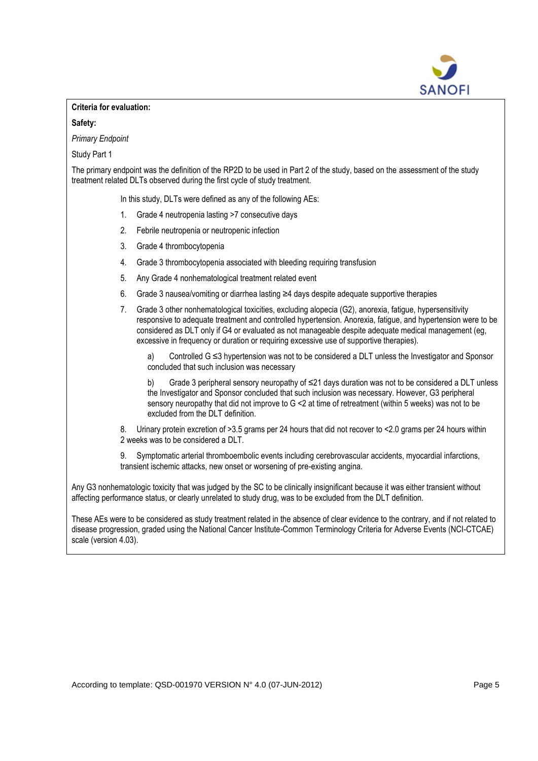**Criteria for evaluation:**

**Safety:**

*Primary Endpoint*

Study Part 1

The primary endpoint was the definition of the RP2D to be used in Part 2 of the study, based on the assessment of the study treatment related DLTs observed during the first cycle of study treatment.

In this study, DLTs were defined as any of the following AEs:

1. Grade 4 neutropenia lasting >7 consecutive days
2. Febrile neutropenia or neutropenic infection
3. Grade 4 thrombocytopenia
4. Grade 3 thrombocytopenia associated with bleeding requiring transfusion
5. Any Grade 4 nonhematological treatment related event
6. Grade 3 nausea/vomiting or diarrhea lasting ≥4 days despite adequate supportive therapies
7. Grade 3 other nonhematological toxicities, excluding alopecia (G2), anorexia, fatigue, hypersensitivity responsive to adequate treatment and controlled hypertension. Anorexia, fatigue, and hypertension were to be considered as DLT only if G4 or evaluated as not manageable despite adequate medical management (eg, excessive in frequency or duration or requiring excessive use of supportive therapies).

   a) Controlled G ≤3 hypertension was not to be considered a DLT unless the Investigator and Sponsor concluded that such inclusion was necessary

   b) Grade 3 peripheral sensory neuropathy of ≤21 days duration was not to be considered a DLT unless the Investigator and Sponsor concluded that such inclusion was necessary. However, G3 peripheral sensory neuropathy that did not improve to G <2 at time of retreatment (within 5 weeks) was not to be excluded from the DLT definition.

8. Urinary protein excretion of >3.5 grams per 24 hours that did not recover to <2.0 grams per 24 hours within 2 weeks was to be considered a DLT.

9. Symptomatic arterial thromboembolic events including cerebrovascular accidents, myocardial infarctions, transient ischemic attacks, new onset or worsening of pre-existing angina.

Any G3 nonhematologic toxicity that was judged by the SC to be clinically insignificant because it was either transient without affecting performance status, or clearly unrelated to study drug, was to be excluded from the DLT definition.

These AEs were to be considered as study treatment related in the absence of clear evidence to the contrary, and if not related to disease progression, graded using the National Cancer Institute-Common Terminology Criteria for Adverse Events (NCI-CTCAE) scale (version 4.03).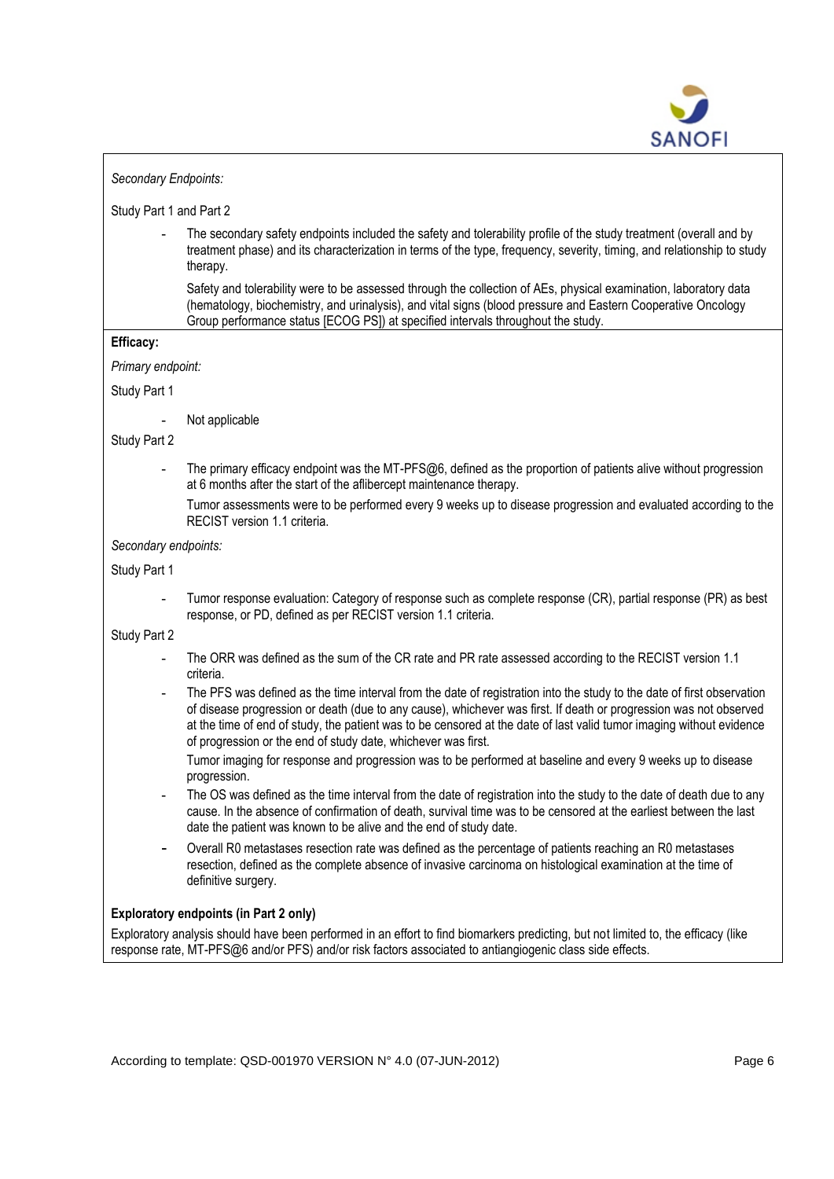*Secondary Endpoints:*

Study Part 1 and Part 2

- The secondary safety endpoints included the safety and tolerability profile of the study treatment (overall and by treatment phase) and its characterization in terms of the type, frequency, severity, timing, and relationship to study therapy.

  Safety and tolerability were to be assessed through the collection of AEs, physical examination, laboratory data (hematology, biochemistry, and urinalysis), and vital signs (blood pressure and Eastern Cooperative Oncology Group performance status [ECOG PS]) at specified intervals throughout the study.

**Efficacy:**

*Primary endpoint:*

Study Part 1

- Not applicable

Study Part 2

- The primary efficacy endpoint was the MT-PFS@6, defined as the proportion of patients alive without progression at 6 months after the start of the aflibercept maintenance therapy.

  Tumor assessments were to be performed every 9 weeks up to disease progression and evaluated according to the RECIST version 1.1 criteria.

*Secondary endpoints:*

Study Part 1

- Tumor response evaluation: Category of response such as complete response (CR), partial response (PR) as best response, or PD, defined as per RECIST version 1.1 criteria.

Study Part 2

- The ORR was defined as the sum of the CR rate and PR rate assessed according to the RECIST version 1.1 criteria.
- The PFS was defined as the time interval from the date of registration into the study to the date of first observation of disease progression or death (due to any cause), whichever was first. If death or progression was not observed at the time of end of study, the patient was to be censored at the date of last valid tumor imaging without evidence of progression or the end of study date, whichever was first.

  Tumor imaging for response and progression was to be performed at baseline and every 9 weeks up to disease progression.
- The OS was defined as the time interval from the date of registration into the study to the date of death due to any cause. In the absence of confirmation of death, survival time was to be censored at the earliest between the last date the patient was known to be alive and the end of study date.
- Overall R0 metastases resection rate was defined as the percentage of patients reaching an R0 metastases resection, defined as the complete absence of invasive carcinoma on histological examination at the time of definitive surgery.

**Exploratory endpoints (in Part 2 only)**

Exploratory analysis should have been performed in an effort to find biomarkers predicting, but not limited to, the efficacy (like response rate, MT-PFS@6 and/or PFS) and/or risk factors associated to antiangiogenic class side effects.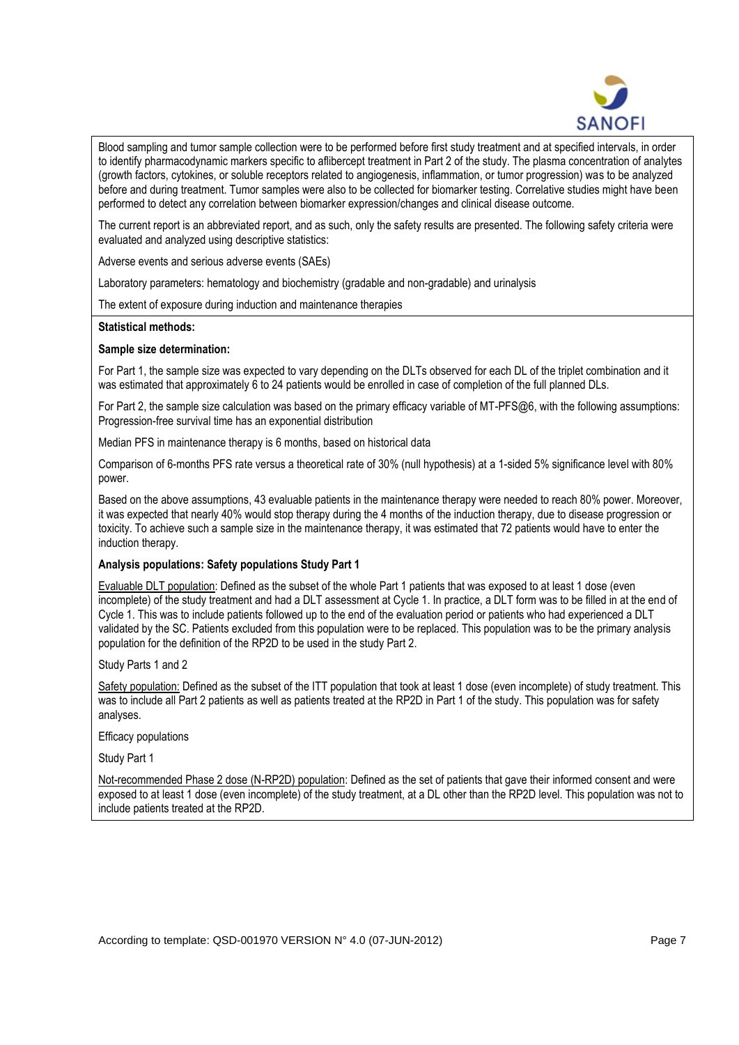Blood sampling and tumor sample collection were to be performed before first study treatment and at specified intervals, in order to identify pharmacodynamic markers specific to aflibercept treatment in Part 2 of the study. The plasma concentration of analytes (growth factors, cytokines, or soluble receptors related to angiogenesis, inflammation, or tumor progression) was to be analyzed before and during treatment. Tumor samples were also to be collected for biomarker testing. Correlative studies might have been performed to detect any correlation between biomarker expression/changes and clinical disease outcome.

The current report is an abbreviated report, and as such, only the safety results are presented. The following safety criteria were evaluated and analyzed using descriptive statistics:

Adverse events and serious adverse events (SAEs)

Laboratory parameters: hematology and biochemistry (gradable and non-gradable) and urinalysis

The extent of exposure during induction and maintenance therapies

**Statistical methods:**

**Sample size determination:**

For Part 1, the sample size was expected to vary depending on the DLTs observed for each DL of the triplet combination and it was estimated that approximately 6 to 24 patients would be enrolled in case of completion of the full planned DLs.

For Part 2, the sample size calculation was based on the primary efficacy variable of MT-PFS@6, with the following assumptions: Progression-free survival time has an exponential distribution

Median PFS in maintenance therapy is 6 months, based on historical data

Comparison of 6-months PFS rate versus a theoretical rate of 30% (null hypothesis) at a 1-sided 5% significance level with 80% power.

Based on the above assumptions, 43 evaluable patients in the maintenance therapy were needed to reach 80% power. Moreover, it was expected that nearly 40% would stop therapy during the 4 months of the induction therapy, due to disease progression or toxicity. To achieve such a sample size in the maintenance therapy, it was estimated that 72 patients would have to enter the induction therapy.

**Analysis populations: Safety populations Study Part 1**

Evaluable DLT population: Defined as the subset of the whole Part 1 patients that was exposed to at least 1 dose (even incomplete) of the study treatment and had a DLT assessment at Cycle 1. In practice, a DLT form was to be filled in at the end of Cycle 1. This was to include patients followed up to the end of the evaluation period or patients who had experienced a DLT validated by the SC. Patients excluded from this population were to be replaced. This population was to be the primary analysis population for the definition of the RP2D to be used in the study Part 2.

Study Parts 1 and 2

Safety population: Defined as the subset of the ITT population that took at least 1 dose (even incomplete) of study treatment. This was to include all Part 2 patients as well as patients treated at the RP2D in Part 1 of the study. This population was for safety analyses.

Efficacy populations

Study Part 1

Not-recommended Phase 2 dose (N-RP2D) population: Defined as the set of patients that gave their informed consent and were exposed to at least 1 dose (even incomplete) of the study treatment, at a DL other than the RP2D level. This population was not to include patients treated at the RP2D.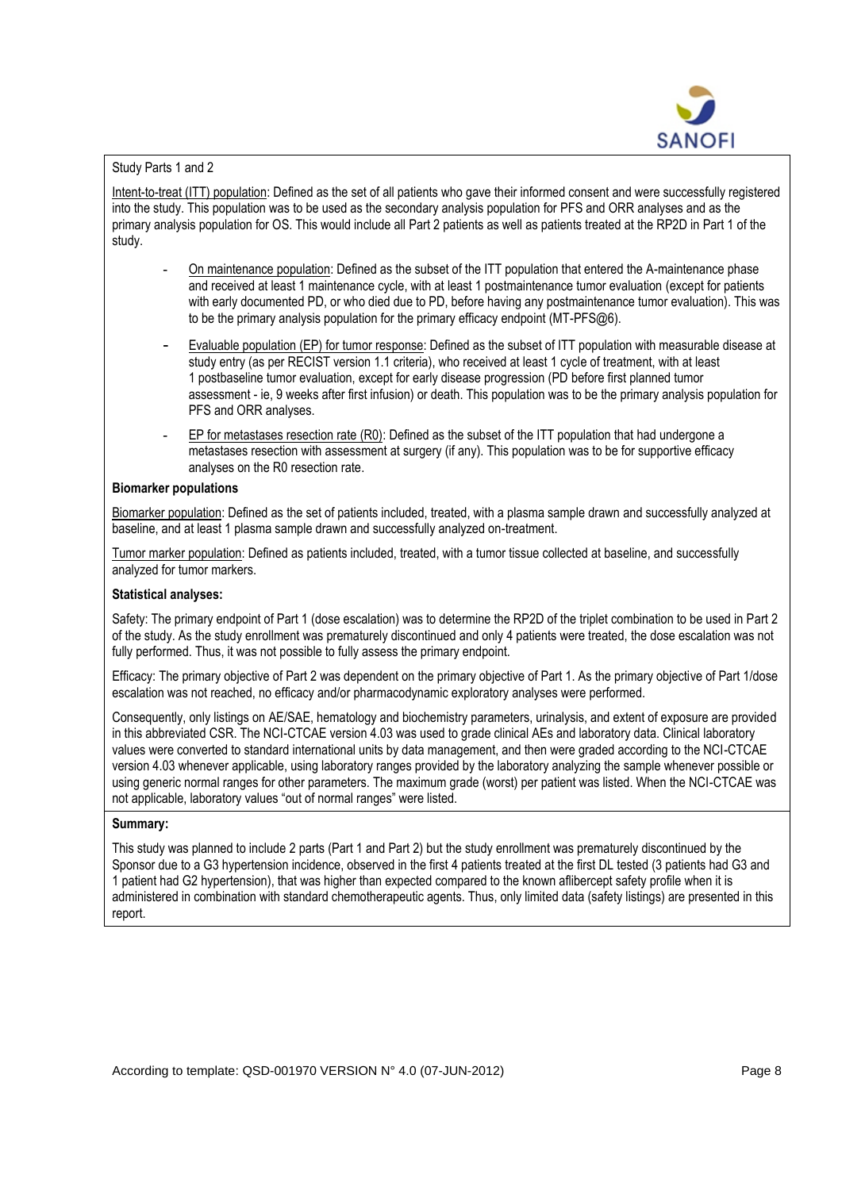Study Parts 1 and 2

Intent-to-treat (ITT) population: Defined as the set of all patients who gave their informed consent and were successfully registered into the study. This population was to be used as the secondary analysis population for PFS and ORR analyses and as the primary analysis population for OS. This would include all Part 2 patients as well as patients treated at the RP2D in Part 1 of the study.

- On maintenance population: Defined as the subset of the ITT population that entered the A-maintenance phase and received at least 1 maintenance cycle, with at least 1 postmaintenance tumor evaluation (except for patients with early documented PD, or who died due to PD, before having any postmaintenance tumor evaluation). This was to be the primary analysis population for the primary efficacy endpoint (MT-PFS@6).
- Evaluable population (EP) for tumor response: Defined as the subset of ITT population with measurable disease at study entry (as per RECIST version 1.1 criteria), who received at least 1 cycle of treatment, with at least 1 postbaseline tumor evaluation, except for early disease progression (PD before first planned tumor assessment - ie, 9 weeks after first infusion) or death. This population was to be the primary analysis population for PFS and ORR analyses.
- EP for metastases resection rate (R0): Defined as the subset of the ITT population that had undergone a metastases resection with assessment at surgery (if any). This population was to be for supportive efficacy analyses on the R0 resection rate.

**Biomarker populations**

Biomarker population: Defined as the set of patients included, treated, with a plasma sample drawn and successfully analyzed at baseline, and at least 1 plasma sample drawn and successfully analyzed on-treatment.

Tumor marker population: Defined as patients included, treated, with a tumor tissue collected at baseline, and successfully analyzed for tumor markers.

**Statistical analyses:**

Safety: The primary endpoint of Part 1 (dose escalation) was to determine the RP2D of the triplet combination to be used in Part 2 of the study. As the study enrollment was prematurely discontinued and only 4 patients were treated, the dose escalation was not fully performed. Thus, it was not possible to fully assess the primary endpoint.

Efficacy: The primary objective of Part 2 was dependent on the primary objective of Part 1. As the primary objective of Part 1/dose escalation was not reached, no efficacy and/or pharmacodynamic exploratory analyses were performed.

Consequently, only listings on AE/SAE, hematology and biochemistry parameters, urinalysis, and extent of exposure are provided in this abbreviated CSR. The NCI-CTCAE version 4.03 was used to grade clinical AEs and laboratory data. Clinical laboratory values were converted to standard international units by data management, and then were graded according to the NCI-CTCAE version 4.03 whenever applicable, using laboratory ranges provided by the laboratory analyzing the sample whenever possible or using generic normal ranges for other parameters. The maximum grade (worst) per patient was listed. When the NCI-CTCAE was not applicable, laboratory values "out of normal ranges" were listed.

**Summary:**

This study was planned to include 2 parts (Part 1 and Part 2) but the study enrollment was prematurely discontinued by the Sponsor due to a G3 hypertension incidence, observed in the first 4 patients treated at the first DL tested (3 patients had G3 and 1 patient had G2 hypertension), that was higher than expected compared to the known aflibercept safety profile when it is administered in combination with standard chemotherapeutic agents. Thus, only limited data (safety listings) are presented in this report.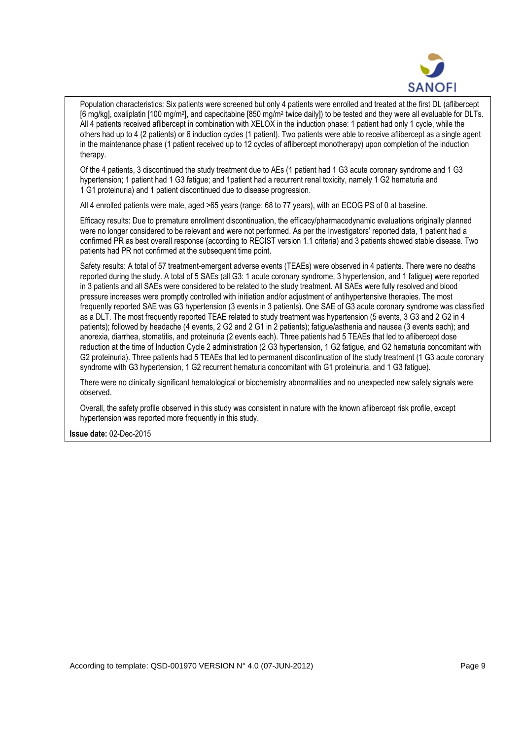Population characteristics: Six patients were screened but only 4 patients were enrolled and treated at the first DL (aflibercept [6 mg/kg], oxaliplatin [100 mg/m$^2$], and capecitabine [850 mg/m$^2$ twice daily]) to be tested and they were all evaluable for DLTs. All 4 patients received aflibercept in combination with XELOX in the induction phase: 1 patient had only 1 cycle, while the others had up to 4 (2 patients) or 6 induction cycles (1 patient). Two patients were able to receive aflibercept as a single agent in the maintenance phase (1 patient received up to 12 cycles of aflibercept monotherapy) upon completion of the induction therapy.

Of the 4 patients, 3 discontinued the study treatment due to AEs (1 patient had 1 G3 acute coronary syndrome and 1 G3 hypertension; 1 patient had 1 G3 fatigue; and 1patient had a recurrent renal toxicity, namely 1 G2 hematuria and 1 G1 proteinuria) and 1 patient discontinued due to disease progression.

All 4 enrolled patients were male, aged >65 years (range: 68 to 77 years), with an ECOG PS of 0 at baseline.

Efficacy results: Due to premature enrollment discontinuation, the efficacy/pharmacodynamic evaluations originally planned were no longer considered to be relevant and were not performed. As per the Investigators' reported data, 1 patient had a confirmed PR as best overall response (according to RECIST version 1.1 criteria) and 3 patients showed stable disease. Two patients had PR not confirmed at the subsequent time point.

Safety results: A total of 57 treatment-emergent adverse events (TEAEs) were observed in 4 patients. There were no deaths reported during the study. A total of 5 SAEs (all G3: 1 acute coronary syndrome, 3 hypertension, and 1 fatigue) were reported in 3 patients and all SAEs were considered to be related to the study treatment. All SAEs were fully resolved and blood pressure increases were promptly controlled with initiation and/or adjustment of antihypertensive therapies. The most frequently reported SAE was G3 hypertension (3 events in 3 patients). One SAE of G3 acute coronary syndrome was classified as a DLT. The most frequently reported TEAE related to study treatment was hypertension (5 events, 3 G3 and 2 G2 in 4 patients); followed by headache (4 events, 2 G2 and 2 G1 in 2 patients); fatigue/asthenia and nausea (3 events each); and anorexia, diarrhea, stomatitis, and proteinuria (2 events each). Three patients had 5 TEAEs that led to aflibercept dose reduction at the time of Induction Cycle 2 administration (2 G3 hypertension, 1 G2 fatigue, and G2 hematuria concomitant with G2 proteinuria). Three patients had 5 TEAEs that led to permanent discontinuation of the study treatment (1 G3 acute coronary syndrome with G3 hypertension, 1 G2 recurrent hematuria concomitant with G1 proteinuria, and 1 G3 fatigue).

There were no clinically significant hematological or biochemistry abnormalities and no unexpected new safety signals were observed.

Overall, the safety profile observed in this study was consistent in nature with the known aflibercept risk profile, except hypertension was reported more frequently in this study.

**Issue date:** 02-Dec-2015